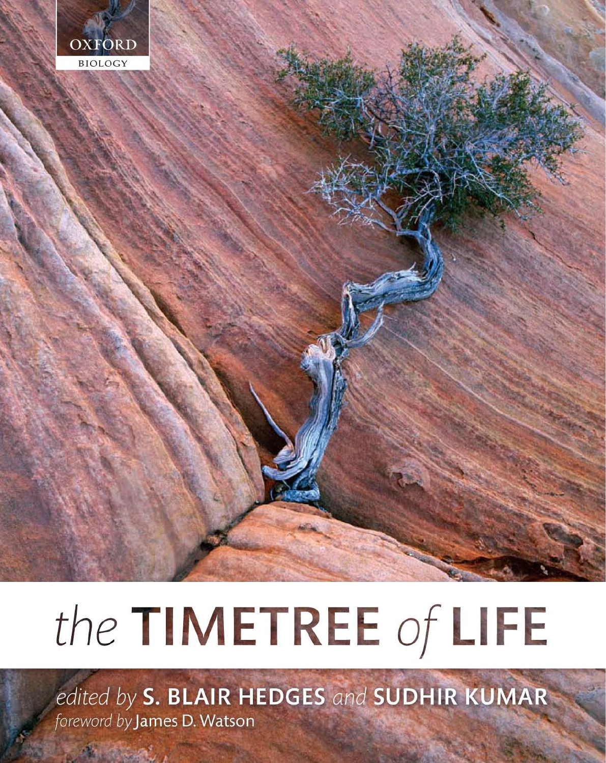OXFORD

BIOLOGY

# *the* TIMETREE *of* LIFE

*edited by* **S. BLAIR HEDGES** *and* **SUDHIR KUMAR**

*foreword by* James D. Watson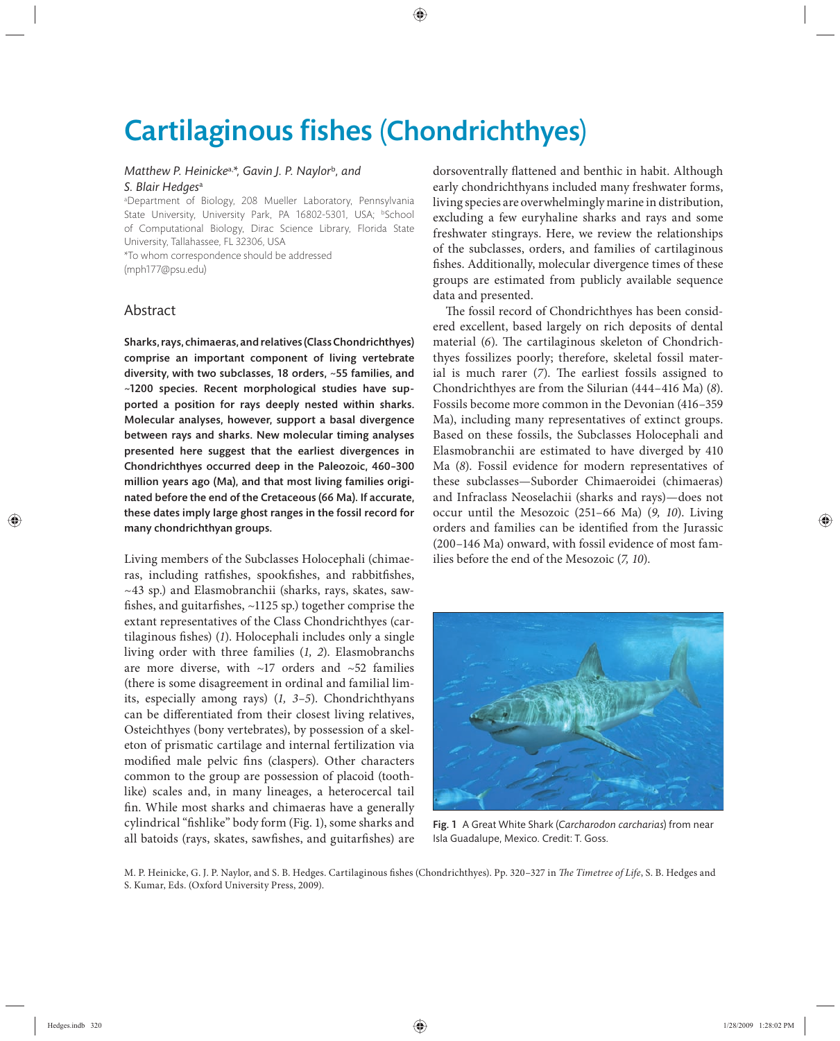# Cartilaginous fishes (Chondrichthyes)

*Matthew P. Heinicke*[a,*], *Gavin J. P. Naylor*[b], *and S. Blair Hedges*[a]

[a]Department of Biology, 208 Mueller Laboratory, Pennsylvania State University, University Park, PA 16802-5301, USA; [b]School of Computational Biology, Dirac Science Library, Florida State University, Tallahassee, FL 32306, USA

*To whom correspondence should be addressed (mph177@psu.edu)

## Abstract

**Sharks, rays, chimaeras, and relatives (Class Chondrichthyes) comprise an important component of living vertebrate diversity, with two subclasses, 18 orders, ~55 families, and ~1200 species. Recent morphological studies have supported a position for rays deeply nested within sharks. Molecular analyses, however, support a basal divergence between rays and sharks. New molecular timing analyses presented here suggest that the earliest divergences in Chondrichthyes occurred deep in the Paleozoic, 460–300 million years ago (Ma), and that most living families originated before the end of the Cretaceous (66 Ma). If accurate, these dates imply large ghost ranges in the fossil record for many chondrichthyan groups.**

Living members of the Subclasses Holocephali (chimaeras, including ratfishes, spookfishes, and rabbitfishes, ~43 sp.) and Elasmobranchii (sharks, rays, skates, sawfishes, and guitarfishes, ~1125 sp.) together comprise the extant representatives of the Class Chondrichthyes (cartilaginous fishes) (*1*). Holocephali includes only a single living order with three families (*1, 2*). Elasmobranchs are more diverse, with ~17 orders and ~52 families (there is some disagreement in ordinal and familial limits, especially among rays) (*1, 3–5*). Chondrichthyans can be differentiated from their closest living relatives, Osteichthyes (bony vertebrates), by possession of a skeleton of prismatic cartilage and internal fertilization via modified male pelvic fins (claspers). Other characters common to the group are possession of placoid (tooth-like) scales and, in many lineages, a heterocercal tail fin. While most sharks and chimaeras have a generally cylindrical "fishlike" body form (Fig. 1), some sharks and all batoids (rays, skates, sawfishes, and guitarfishes) are dorsoventrally flattened and benthic in habit. Although early chondrichthyans included many freshwater forms, living species are overwhelmingly marine in distribution, excluding a few euryhaline sharks and rays and some freshwater stingrays. Here, we review the relationships of the subclasses, orders, and families of cartilaginous fishes. Additionally, molecular divergence times of these groups are estimated from publicly available sequence data and presented.

The fossil record of Chondrichthyes has been considered excellent, based largely on rich deposits of dental material (*6*). The cartilaginous skeleton of Chondrichthyes fossilizes poorly; therefore, skeletal fossil material is much rarer (*7*). The earliest fossils assigned to Chondrichthyes are from the Silurian (444–416 Ma) (*8*). Fossils become more common in the Devonian (416–359 Ma), including many representatives of extinct groups. Based on these fossils, the Subclasses Holocephali and Elasmobranchii are estimated to have diverged by 410 Ma (*8*). Fossil evidence for modern representatives of these subclasses—Suborder Chimaeroidei (chimaeras) and Infraclass Neoselachii (sharks and rays)—does not occur until the Mesozoic (251–66 Ma) (*9, 10*). Living orders and families can be identified from the Jurassic (200–146 Ma) onward, with fossil evidence of most families before the end of the Mesozoic (*7, 10*).

**Fig. 1** A Great White Shark (*Carcharodon carcharias*) from near Isla Guadalupe, Mexico. Credit: T. Goss.

M. P. Heinicke, G. J. P. Naylor, and S. B. Hedges. Cartilaginous fishes (Chondrichthyes). Pp. 320–327 in *The Timetree of Life*, S. B. Hedges and S. Kumar, Eds. (Oxford University Press, 2009).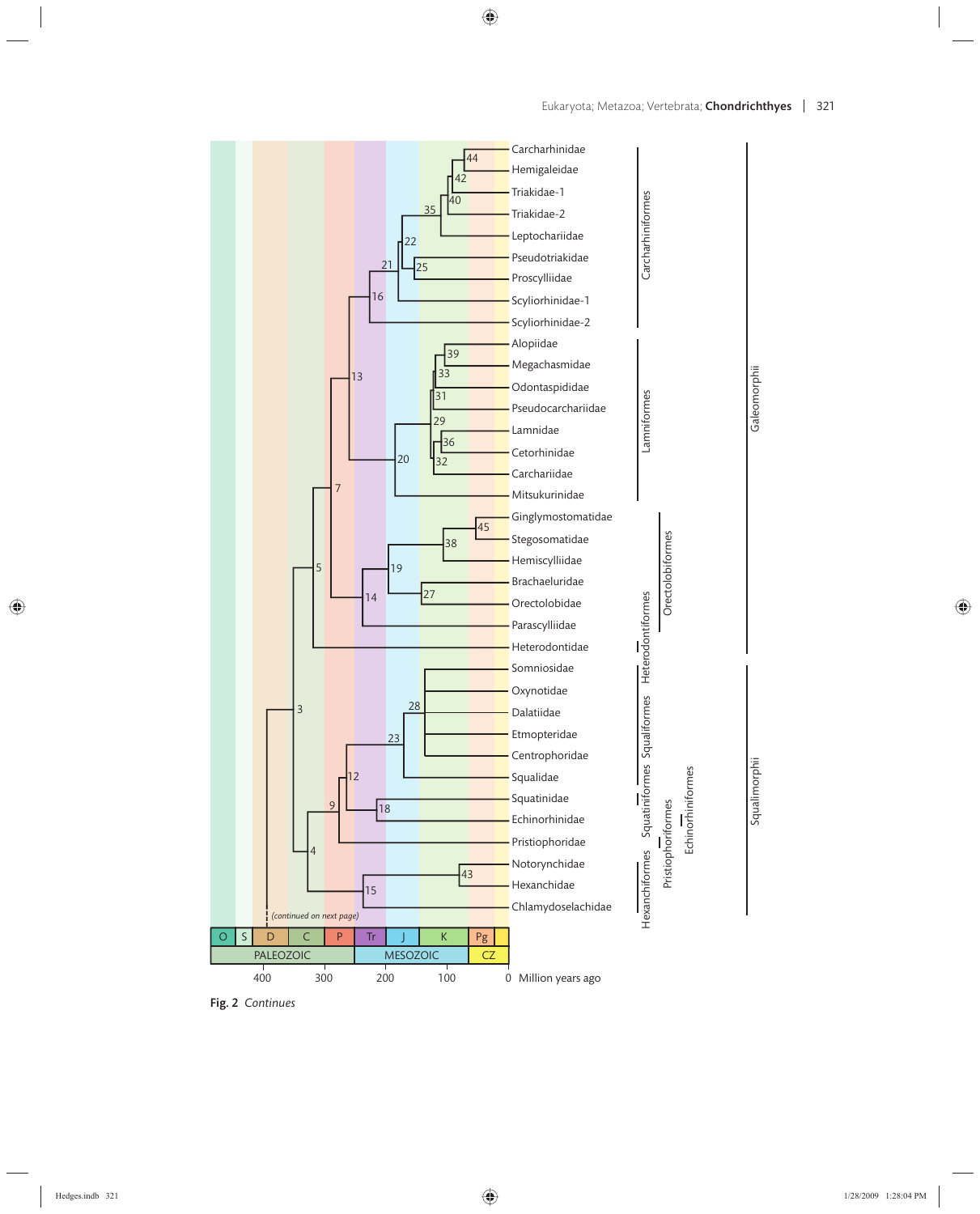Fig. 2 *Continues*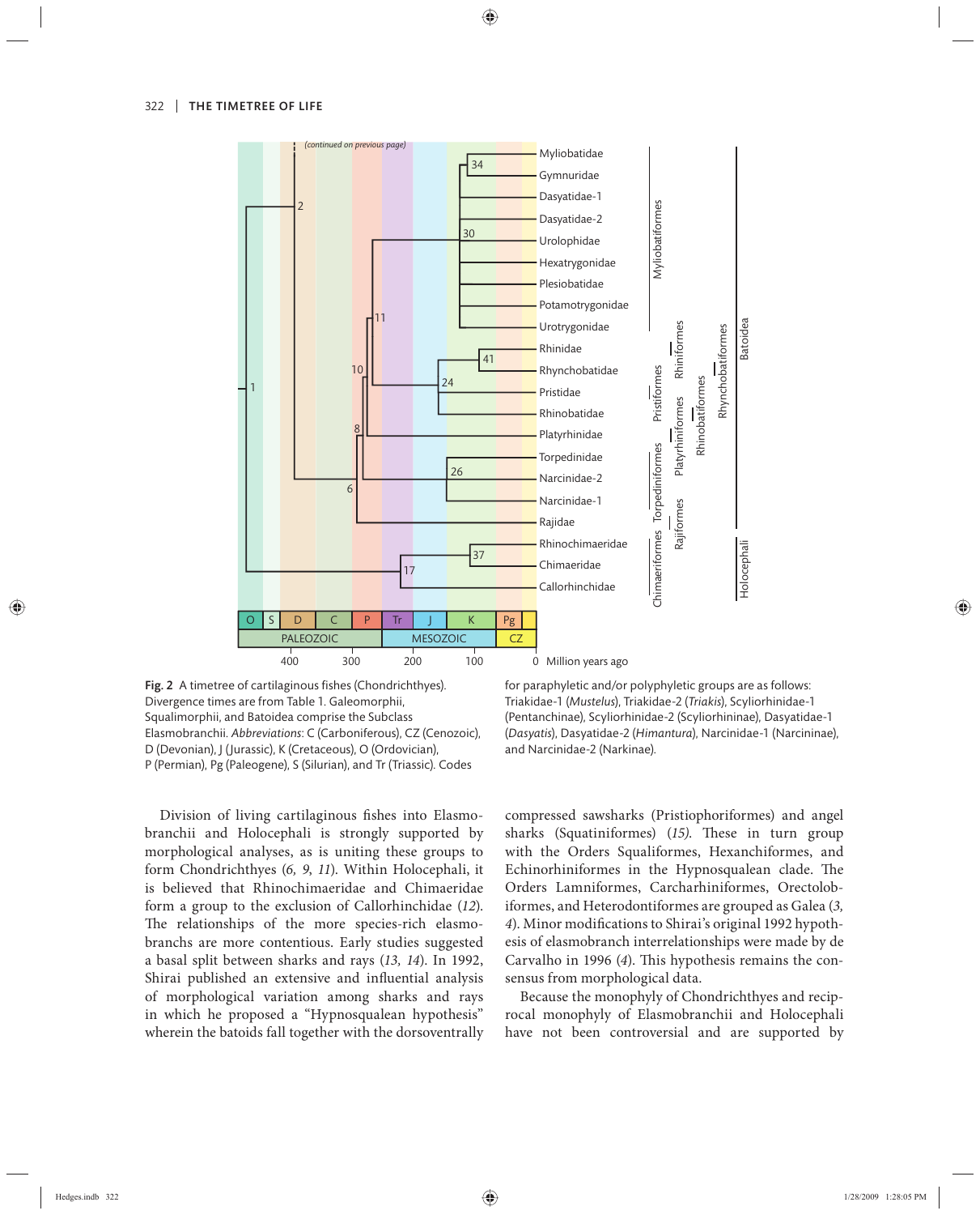Fig. 2 A timetree of cartilaginous fishes (Chondrichthyes). Divergence times are from Table 1. Galeomorphii, Squalimorphii, and Batoidea comprise the Subclass Elasmobranchii. *Abbreviations*: C (Carboniferous), CZ (Cenozoic), D (Devonian), J (Jurassic), K (Cretaceous), O (Ordovician), P (Permian), Pg (Paleogene), S (Silurian), and Tr (Triassic). Codes for paraphyletic and/or polyphyletic groups are as follows: Triakidae-1 (*Mustelus*), Triakidae-2 (*Triakis*), Scyliorhinidae-1 (Pentanchinae), Scyliorhinidae-2 (Scyliorhininae), Dasyatidae-1 (*Dasyatis*), Dasyatidae-2 (*Himantura*), Narcinidae-1 (Narcininae), and Narcinidae-2 (Narkinae).

Division of living cartilaginous fishes into Elasmobranchii and Holocephali is strongly supported by morphological analyses, as is uniting these groups to form Chondrichthyes (*6, 9, 11*). Within Holocephali, it is believed that Rhinochimaeridae and Chimaeridae form a group to the exclusion of Callorhinchidae (*12*). The relationships of the more species-rich elasmobranchs are more contentious. Early studies suggested a basal split between sharks and rays (*13, 14*). In 1992, Shirai published an extensive and influential analysis of morphological variation among sharks and rays in which he proposed a "Hypnosqualean hypothesis" wherein the batoids fall together with the dorsoventrally compressed sawsharks (Pristiophoriformes) and angel sharks (Squatiniformes) (*15*). These in turn group with the Orders Squaliformes, Hexanchiformes, and Echinorhiniformes in the Hypnosqualean clade. The Orders Lamniformes, Carcharhiniformes, Orectolobiformes, and Heterodontiformes are grouped as Galea (*3, 4*). Minor modifications to Shirai's original 1992 hypothesis of elasmobranch interrelationships were made by de Carvalho in 1996 (*4*). This hypothesis remains the consensus from morphological data.

Because the monophyly of Chondrichthyes and reciprocal monophyly of Elasmobranchii and Holocephali have not been controversial and are supported by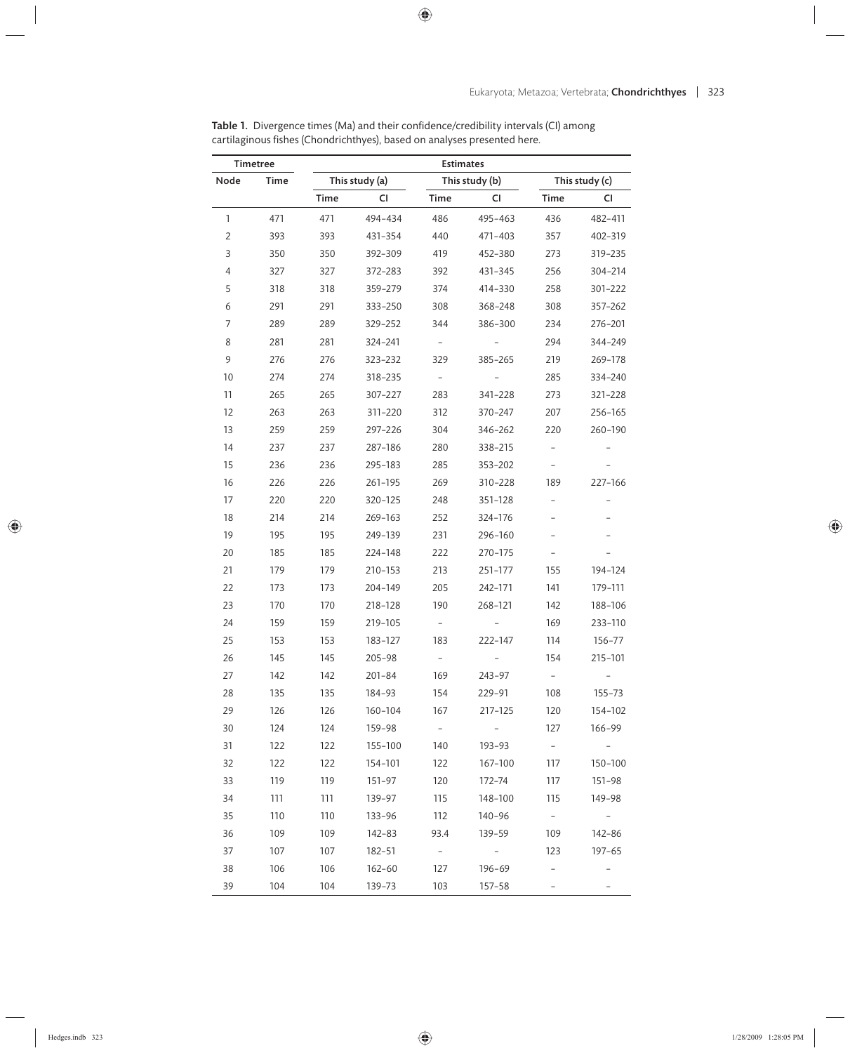**Table 1.** Divergence times (Ma) and their confidence/credibility intervals (CI) among cartilaginous fishes (Chondrichthyes), based on analyses presented here.

| Timetree | | Estimates | | | | | |
|---|---|---|---|---|---|---|---|
| Node | Time | This study (a) | | This study (b) | | This study (c) | |
| | | Time | CI | Time | CI | Time | CI |
| 1 | 471 | 471 | 494–434 | 486 | 495–463 | 436 | 482–411 |
| 2 | 393 | 393 | 431–354 | 440 | 471–403 | 357 | 402–319 |
| 3 | 350 | 350 | 392–309 | 419 | 452–380 | 273 | 319–235 |
| 4 | 327 | 327 | 372–283 | 392 | 431–345 | 256 | 304–214 |
| 5 | 318 | 318 | 359–279 | 374 | 414–330 | 258 | 301–222 |
| 6 | 291 | 291 | 333–250 | 308 | 368–248 | 308 | 357–262 |
| 7 | 289 | 289 | 329–252 | 344 | 386–300 | 234 | 276–201 |
| 8 | 281 | 281 | 324–241 | – | – | 294 | 344–249 |
| 9 | 276 | 276 | 323–232 | 329 | 385–265 | 219 | 269–178 |
| 10 | 274 | 274 | 318–235 | – | – | 285 | 334–240 |
| 11 | 265 | 265 | 307–227 | 283 | 341–228 | 273 | 321–228 |
| 12 | 263 | 263 | 311–220 | 312 | 370–247 | 207 | 256–165 |
| 13 | 259 | 259 | 297–226 | 304 | 346–262 | 220 | 260–190 |
| 14 | 237 | 237 | 287–186 | 280 | 338–215 | – | – |
| 15 | 236 | 236 | 295–183 | 285 | 353–202 | – | – |
| 16 | 226 | 226 | 261–195 | 269 | 310–228 | 189 | 227–166 |
| 17 | 220 | 220 | 320–125 | 248 | 351–128 | – | – |
| 18 | 214 | 214 | 269–163 | 252 | 324–176 | – | – |
| 19 | 195 | 195 | 249–139 | 231 | 296–160 | – | – |
| 20 | 185 | 185 | 224–148 | 222 | 270–175 | – | – |
| 21 | 179 | 179 | 210–153 | 213 | 251–177 | 155 | 194–124 |
| 22 | 173 | 173 | 204–149 | 205 | 242–171 | 141 | 179–111 |
| 23 | 170 | 170 | 218–128 | 190 | 268–121 | 142 | 188–106 |
| 24 | 159 | 159 | 219–105 | – | – | 169 | 233–110 |
| 25 | 153 | 153 | 183–127 | 183 | 222–147 | 114 | 156–77 |
| 26 | 145 | 145 | 205–98 | – | – | 154 | 215–101 |
| 27 | 142 | 142 | 201–84 | 169 | 243–97 | – | – |
| 28 | 135 | 135 | 184–93 | 154 | 229–91 | 108 | 155–73 |
| 29 | 126 | 126 | 160–104 | 167 | 217–125 | 120 | 154–102 |
| 30 | 124 | 124 | 159–98 | – | – | 127 | 166–99 |
| 31 | 122 | 122 | 155–100 | 140 | 193–93 | – | – |
| 32 | 122 | 122 | 154–101 | 122 | 167–100 | 117 | 150–100 |
| 33 | 119 | 119 | 151–97 | 120 | 172–74 | 117 | 151–98 |
| 34 | 111 | 111 | 139–97 | 115 | 148–100 | 115 | 149–98 |
| 35 | 110 | 110 | 133–96 | 112 | 140–96 | – | – |
| 36 | 109 | 109 | 142–83 | 93.4 | 139–59 | 109 | 142–86 |
| 37 | 107 | 107 | 182–51 | – | – | 123 | 197–65 |
| 38 | 106 | 106 | 162–60 | 127 | 196–69 | – | – |
| 39 | 104 | 104 | 139–73 | 103 | 157–58 | – | – |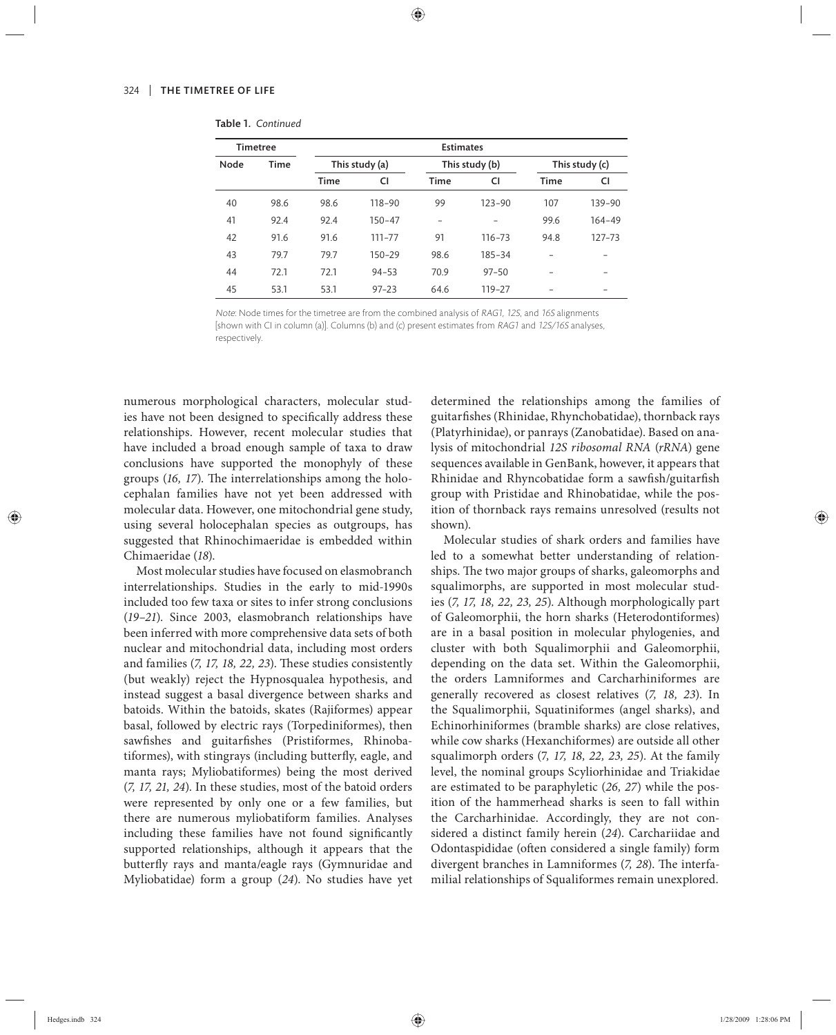**Table 1.** *Continued*

| Timetree | | Estimates | | | | | |
|---|---|---|---|---|---|---|---|
| Node | Time | This study (a) | | This study (b) | | This study (c) | |
| | | Time | CI | Time | CI | Time | CI |
| 40 | 98.6 | 98.6 | 118–90 | 99 | 123–90 | 107 | 139–90 |
| 41 | 92.4 | 92.4 | 150–47 | – | – | 99.6 | 164–49 |
| 42 | 91.6 | 91.6 | 111–77 | 91 | 116–73 | 94.8 | 127–73 |
| 43 | 79.7 | 79.7 | 150–29 | 98.6 | 185–34 | – | – |
| 44 | 72.1 | 72.1 | 94–53 | 70.9 | 97–50 | – | – |
| 45 | 53.1 | 53.1 | 97–23 | 64.6 | 119–27 | – | – |

*Note*: Node times for the timetree are from the combined analysis of *RAG1*, *12S*, and *16S* alignments [shown with CI in column (a)]. Columns (b) and (c) present estimates from *RAG1* and *12S/16S* analyses, respectively.

numerous morphological characters, molecular studies have not been designed to specifically address these relationships. However, recent molecular studies that have included a broad enough sample of taxa to draw conclusions have supported the monophyly of these groups (*16, 17*). The interrelationships among the holocephalan families have not yet been addressed with molecular data. However, one mitochondrial gene study, using several holocephalan species as outgroups, has suggested that Rhinochimaeridae is embedded within Chimaeridae (*18*).

Most molecular studies have focused on elasmobranch interrelationships. Studies in the early to mid-1990s included too few taxa or sites to infer strong conclusions (*19–21*). Since 2003, elasmobranch relationships have been inferred with more comprehensive data sets of both nuclear and mitochondrial data, including most orders and families (*7, 17, 18, 22, 23*). These studies consistently (but weakly) reject the Hypnosqualea hypothesis, and instead suggest a basal divergence between sharks and batoids. Within the batoids, skates (Rajiformes) appear basal, followed by electric rays (Torpediniformes), then sawfishes and guitarfishes (Pristiformes, Rhinobatiformes), with stingrays (including butterfly, eagle, and manta rays; Myliobatiformes) being the most derived (*7, 17, 21, 24*). In these studies, most of the batoid orders were represented by only one or a few families, but there are numerous myliobatiform families. Analyses including these families have not found significantly supported relationships, although it appears that the butterfly rays and manta/eagle rays (Gymnuridae and Myliobatidae) form a group (*24*). No studies have yet determined the relationships among the families of guitarfishes (Rhinidae, Rhynchobatidae), thornback rays (Platyrhinidae), or panrays (Zanobatidae). Based on analysis of mitochondrial *12S ribosomal RNA* (*rRNA*) gene sequences available in GenBank, however, it appears that Rhinidae and Rhyncobatidae form a sawfish/guitarfish group with Pristidae and Rhinobatidae, while the position of thornback rays remains unresolved (results not shown).

Molecular studies of shark orders and families have led to a somewhat better understanding of relationships. The two major groups of sharks, galeomorphs and squalimorphs, are supported in most molecular studies (*7, 17, 22, 23, 25*). Although morphologically part of Galeomorphii, the horn sharks (Heterodontiformes) are in a basal position in molecular phylogenies, and cluster with both Squalimorphii and Galeomorphii, depending on the data set. Within the Galeomorphii, the orders Lamniformes and Carcharhiniformes are generally recovered as closest relatives (*7, 18, 23*). In the Squalimorphii, Squatiniformes (angel sharks), and Echinorhiniformes (bramble sharks) are close relatives, while cow sharks (Hexanchiformes) are outside all other squalimorph orders (*7, 17, 18, 22, 23, 25*). At the family level, the nominal groups Scyliorhinidae and Triakidae are estimated to be paraphyletic (*26, 27*) while the position of the hammerhead sharks is seen to fall within the Carcharhinidae. Accordingly, they are not considered a distinct family herein (*24*). Carchariidae and Odontaspididae (often considered a single family) form divergent branches in Lamniformes (*7, 28*). The interfamilial relationships of Squaliformes remain unexplored.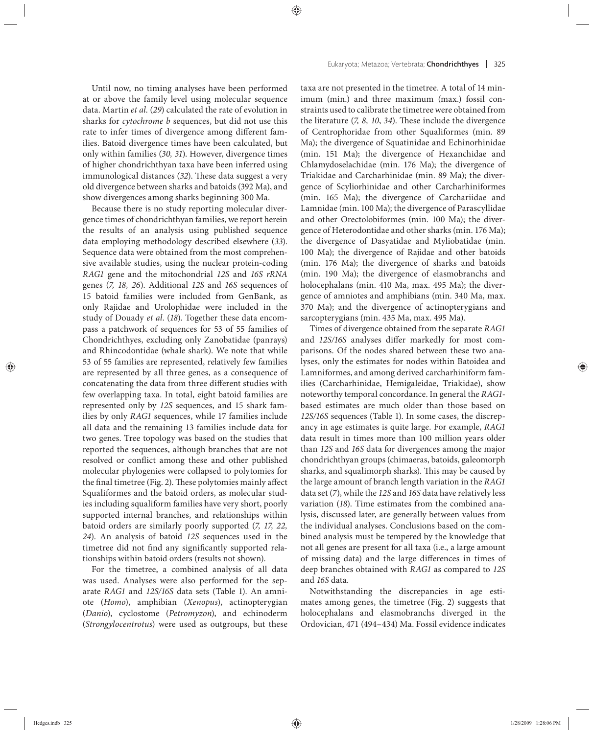Until now, no timing analyses have been performed at or above the family level using molecular sequence data. Martin *et al.* (*29*) calculated the rate of evolution in sharks for *cytochrome b* sequences, but did not use this rate to infer times of divergence among different families. Batoid divergence times have been calculated, but only within families (*30, 31*). However, divergence times of higher chondrichthyan taxa have been inferred using immunological distances (*32*). These data suggest a very old divergence between sharks and batoids (392 Ma), and show divergences among sharks beginning 300 Ma.

Because there is no study reporting molecular divergence times of chondrichthyan families, we report herein the results of an analysis using published sequence data employing methodology described elsewhere (*33*). Sequence data were obtained from the most comprehensive available studies, using the nuclear protein-coding *RAG1* gene and the mitochondrial *12S* and *16S rRNA* genes (*7, 18, 26*). Additional *12S* and *16S* sequences of 15 batoid families were included from GenBank, as only Rajidae and Urolophidae were included in the study of Douady *et al.* (*18*). Together these data encompass a patchwork of sequences for 53 of 55 families of Chondrichthyes, excluding only Zanobatidae (panrays) and Rhincodontidae (whale shark). We note that while 53 of 55 families are represented, relatively few families are represented by all three genes, as a consequence of concatenating the data from three different studies with few overlapping taxa. In total, eight batoid families are represented only by *12S* sequences, and 15 shark families by only *RAG1* sequences, while 17 families include all data and the remaining 13 families include data for two genes. Tree topology was based on the studies that reported the sequences, although branches that are not resolved or conflict among these and other published molecular phylogenies were collapsed to polytomies for the final timetree (Fig. 2). These polytomies mainly affect Squaliformes and the batoid orders, as molecular studies including squaliform families have very short, poorly supported internal branches, and relationships within batoid orders are similarly poorly supported (*7, 17, 22, 24*). An analysis of batoid *12S* sequences used in the timetree did not find any significantly supported relationships within batoid orders (results not shown).

For the timetree, a combined analysis of all data was used. Analyses were also performed for the separate *RAG1* and *12S/16S* data sets (Table 1). An amniote (*Homo*), amphibian (*Xenopus*), actinopterygian (*Danio*), cyclostome (*Petromyzon*), and echinoderm (*Strongylocentrotus*) were used as outgroups, but these taxa are not presented in the timetree. A total of 14 minimum (min.) and three maximum (max.) fossil constraints used to calibrate the timetree were obtained from the literature (*7, 8, 10, 34*). These include the divergence of Centrophoridae from other Squaliformes (min. 89 Ma); the divergence of Squatinidae and Echinorhinidae (min. 151 Ma); the divergence of Hexanchidae and Chlamydoselachidae (min. 176 Ma); the divergence of Triakidae and Carcharhinidae (min. 89 Ma); the divergence of Scyliorhinidae and other Carcharhiniformes (min. 165 Ma); the divergence of Carchariidae and Lamnidae (min. 100 Ma); the divergence of Parascyllidae and other Orectolobiformes (min. 100 Ma); the divergence of Heterodontidae and other sharks (min. 176 Ma); the divergence of Dasyatidae and Myliobatidae (min. 100 Ma); the divergence of Rajidae and other batoids (min. 176 Ma); the divergence of sharks and batoids (min. 190 Ma); the divergence of elasmobranchs and holocephalans (min. 410 Ma, max. 495 Ma); the divergence of amniotes and amphibians (min. 340 Ma, max. 370 Ma); and the divergence of actinopterygians and sarcopterygians (min. 435 Ma, max. 495 Ma).

Times of divergence obtained from the separate *RAG1* and *12S/16S* analyses differ markedly for most comparisons. Of the nodes shared between these two analyses, only the estimates for nodes within Batoidea and Lamniformes, and among derived carcharhiniform families (Carcharhinidae, Hemigaleidae, Triakidae), show noteworthy temporal concordance. In general the *RAG1*-based estimates are much older than those based on *12S/16S* sequences (Table 1). In some cases, the discrepancy in age estimates is quite large. For example, *RAG1* data result in times more than 100 million years older than *12S* and *16S* data for divergences among the major chondrichthyan groups (chimaeras, batoids, galeomorph sharks, and squalimorph sharks). This may be caused by the large amount of branch length variation in the *RAG1* data set (*7*), while the *12S* and *16S* data have relatively less variation (*18*). Time estimates from the combined analysis, discussed later, are generally between values from the individual analyses. Conclusions based on the combined analysis must be tempered by the knowledge that not all genes are present for all taxa (i.e., a large amount of missing data) and the large differences in times of deep branches obtained with *RAG1* as compared to *12S* and *16S* data.

Notwithstanding the discrepancies in age estimates among genes, the timetree (Fig. 2) suggests that holocephalans and elasmobranchs diverged in the Ordovician, 471 (494–434) Ma. Fossil evidence indicates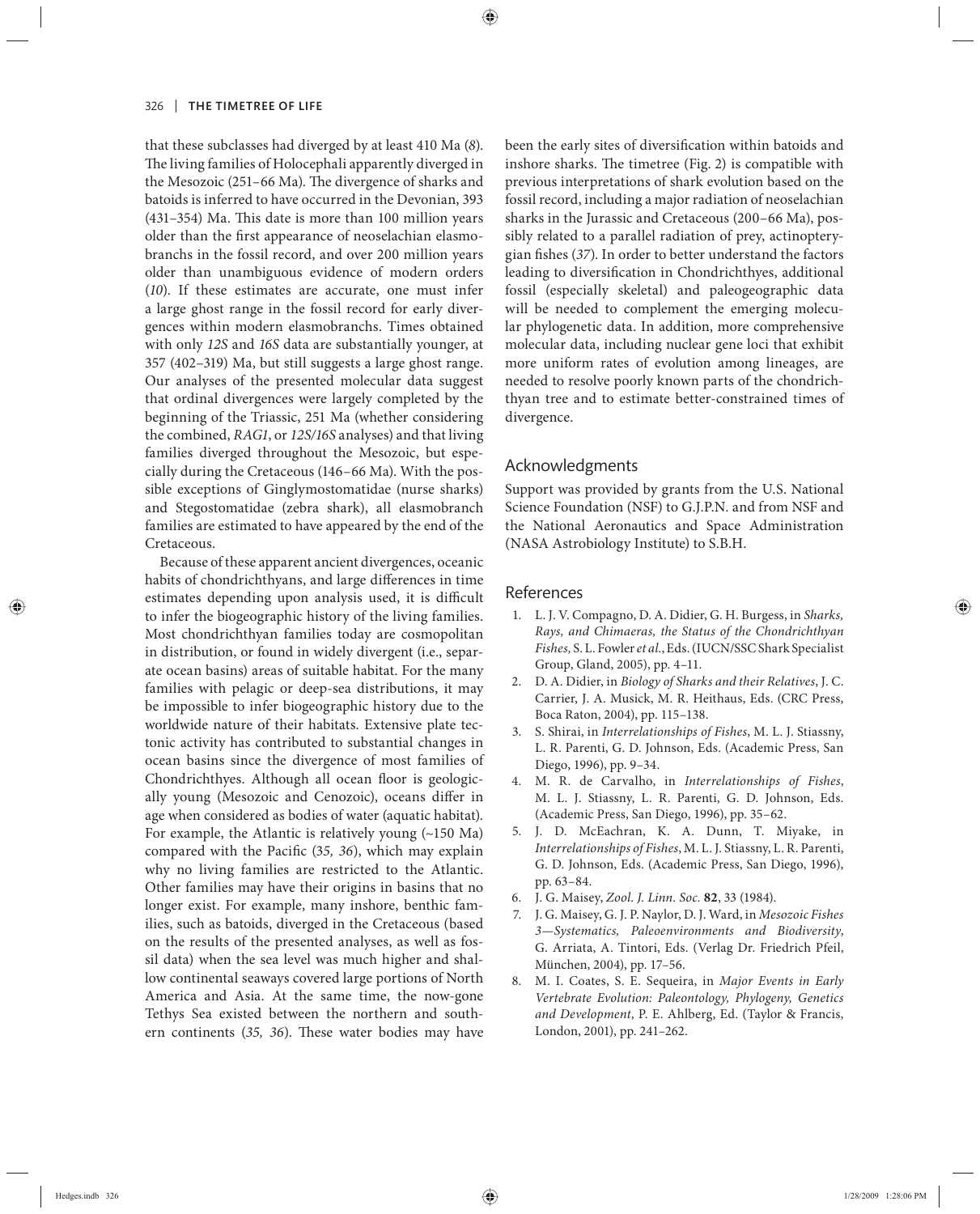that these subclasses had diverged by at least 410 Ma (*8*). The living families of Holocephali apparently diverged in the Mesozoic (251–66 Ma). The divergence of sharks and batoids is inferred to have occurred in the Devonian, 393 (431–354) Ma. This date is more than 100 million years older than the first appearance of neoselachian elasmobranchs in the fossil record, and over 200 million years older than unambiguous evidence of modern orders (*10*). If these estimates are accurate, one must infer a large ghost range in the fossil record for early divergences within modern elasmobranchs. Times obtained with only *12S* and *16S* data are substantially younger, at 357 (402–319) Ma, but still suggests a large ghost range. Our analyses of the presented molecular data suggest that ordinal divergences were largely completed by the beginning of the Triassic, 251 Ma (whether considering the combined, *RAG1*, or *12S/16S* analyses) and that living families diverged throughout the Mesozoic, but especially during the Cretaceous (146–66 Ma). With the possible exceptions of Ginglymostomatidae (nurse sharks) and Stegostomatidae (zebra shark), all elasmobranch families are estimated to have appeared by the end of the Cretaceous.

Because of these apparent ancient divergences, oceanic habits of chondrichthyans, and large differences in time estimates depending upon analysis used, it is difficult to infer the biogeographic history of the living families. Most chondrichthyan families today are cosmopolitan in distribution, or found in widely divergent (i.e., separate ocean basins) areas of suitable habitat. For the many families with pelagic or deep-sea distributions, it may be impossible to infer biogeographic history due to the worldwide nature of their habitats. Extensive plate tectonic activity has contributed to substantial changes in ocean basins since the divergence of most families of Chondrichthyes. Although all ocean floor is geologically young (Mesozoic and Cenozoic), oceans differ in age when considered as bodies of water (aquatic habitat). For example, the Atlantic is relatively young (~150 Ma) compared with the Pacific (*35, 36*), which may explain why no living families are restricted to the Atlantic. Other families may have their origins in basins that no longer exist. For example, many inshore, benthic families, such as batoids, diverged in the Cretaceous (based on the results of the presented analyses, as well as fossil data) when the sea level was much higher and shallow continental seaways covered large portions of North America and Asia. At the same time, the now-gone Tethys Sea existed between the northern and southern continents (*35, 36*). These water bodies may have been the early sites of diversification within batoids and inshore sharks. The timetree (Fig. 2) is compatible with previous interpretations of shark evolution based on the fossil record, including a major radiation of neoselachian sharks in the Jurassic and Cretaceous (200–66 Ma), possibly related to a parallel radiation of prey, actinopterygian fishes (*37*). In order to better understand the factors leading to diversification in Chondrichthyes, additional fossil (especially skeletal) and paleogeographic data will be needed to complement the emerging molecular phylogenetic data. In addition, more comprehensive molecular data, including nuclear gene loci that exhibit more uniform rates of evolution among lineages, are needed to resolve poorly known parts of the chondrichthyan tree and to estimate better-constrained times of divergence.

## Acknowledgments

Support was provided by grants from the U.S. National Science Foundation (NSF) to G.J.P.N. and from NSF and the National Aeronautics and Space Administration (NASA Astrobiology Institute) to S.B.H.

## References

1. L. J. V. Compagno, D. A. Didier, G. H. Burgess, in *Sharks, Rays, and Chimaeras, the Status of the Chondrichthyan Fishes,* S. L. Fowler *et al.*, Eds. (IUCN/SSC Shark Specialist Group, Gland, 2005), pp. 4–11.
2. D. A. Didier, in *Biology of Sharks and their Relatives*, J. C. Carrier, J. A. Musick, M. R. Heithaus, Eds. (CRC Press, Boca Raton, 2004), pp. 115–138.
3. S. Shirai, in *Interrelationships of Fishes*, M. L. J. Stiassny, L. R. Parenti, G. D. Johnson, Eds. (Academic Press, San Diego, 1996), pp. 9–34.
4. M. R. de Carvalho, in *Interrelationships of Fishes*, M. L. J. Stiassny, L. R. Parenti, G. D. Johnson, Eds. (Academic Press, San Diego, 1996), pp. 35–62.
5. J. D. McEachran, K. A. Dunn, T. Miyake, in *Interrelationships of Fishes*, M. L. J. Stiassny, L. R. Parenti, G. D. Johnson, Eds. (Academic Press, San Diego, 1996), pp. 63–84.
6. J. G. Maisey, *Zool. J. Linn. Soc.* **82**, 33 (1984).
7. J. G. Maisey, G. J. P. Naylor, D. J. Ward, in *Mesozoic Fishes 3—Systematics, Paleoenvironments and Biodiversity*, G. Arriata, A. Tintori, Eds. (Verlag Dr. Friedrich Pfeil, München, 2004), pp. 17–56.
8. M. I. Coates, S. E. Sequeira, in *Major Events in Early Vertebrate Evolution: Paleontology, Phylogeny, Genetics and Development*, P. E. Ahlberg, Ed. (Taylor & Francis, London, 2001), pp. 241–262.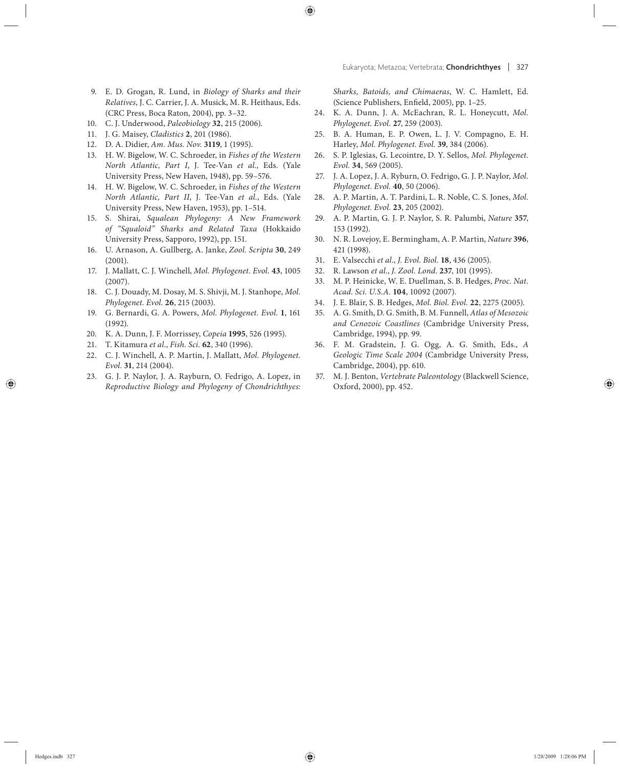9. E. D. Grogan, R. Lund, in *Biology of Sharks and their Relatives*, J. C. Carrier, J. A. Musick, M. R. Heithaus, Eds. (CRC Press, Boca Raton, 2004), pp. 3–32.
10. C. J. Underwood, *Paleobiology* **32**, 215 (2006).
11. J. G. Maisey, *Cladistics* **2**, 201 (1986).
12. D. A. Didier, *Am. Mus. Nov.* **3119**, 1 (1995).
13. H. W. Bigelow, W. C. Schroeder, in *Fishes of the Western North Atlantic, Part I*, J. Tee-Van *et al.*, Eds. (Yale University Press, New Haven, 1948), pp. 59–576.
14. H. W. Bigelow, W. C. Schroeder, in *Fishes of the Western North Atlantic, Part II*, J. Tee-Van *et al.*, Eds. (Yale University Press, New Haven, 1953), pp. 1–514.
15. S. Shirai, *Squalean Phylogeny: A New Framework of "Squaloid" Sharks and Related Taxa* (Hokkaido University Press, Sapporo, 1992), pp. 151.
16. U. Arnason, A. Gullberg, A. Janke, *Zool. Scripta* **30**, 249 (2001).
17. J. Mallatt, C. J. Winchell, *Mol. Phylogenet. Evol.* **43**, 1005 (2007).
18. C. J. Douady, M. Dosay, M. S. Shivji, M. J. Stanhope, *Mol. Phylogenet. Evol.* **26**, 215 (2003).
19. G. Bernardi, G. A. Powers, *Mol. Phylogenet. Evol.* **1**, 161 (1992).
20. K. A. Dunn, J. F. Morrissey, *Copeia* **1995**, 526 (1995).
21. T. Kitamura *et al.*, *Fish. Sci.* **62**, 340 (1996).
22. C. J. Winchell, A. P. Martin, J. Mallatt, *Mol. Phylogenet. Evol.* **31**, 214 (2004).
23. G. J. P. Naylor, J. A. Rayburn, O. Fedrigo, A. Lopez, in *Reproductive Biology and Phylogeny of Chondrichthyes: Sharks, Batoids, and Chimaeras*, W. C. Hamlett, Ed. (Science Publishers, Enfield, 2005), pp. 1–25.
24. K. A. Dunn, J. A. McEachran, R. L. Honeycutt, *Mol. Phylogenet. Evol.* **27**, 259 (2003).
25. B. A. Human, E. P. Owen, L. J. V. Compagno, E. H. Harley, *Mol. Phylogenet. Evol.* **39**, 384 (2006).
26. S. P. Iglesias, G. Lecointre, D. Y. Sellos, *Mol. Phylogenet. Evol.* **34**, 569 (2005).
27. J. A. Lopez, J. A. Ryburn, O. Fedrigo, G. J. P. Naylor, *Mol. Phylogenet. Evol.* **40**, 50 (2006).
28. A. P. Martin, A. T. Pardini, L. R. Noble, C. S. Jones, *Mol. Phylogenet. Evol.* **23**, 205 (2002).
29. A. P. Martin, G. J. P. Naylor, S. R. Palumbi, *Nature* **357**, 153 (1992).
30. N. R. Lovejoy, E. Bermingham, A. P. Martin, *Nature* **396**, 421 (1998).
31. E. Valsecchi *et al.*, *J. Evol. Biol.* **18**, 436 (2005).
32. R. Lawson *et al.*, *J. Zool. Lond.* **237**, 101 (1995).
33. M. P. Heinicke, W. E. Duellman, S. B. Hedges, *Proc. Nat. Acad. Sci. U.S.A.* **104**, 10092 (2007).
34. J. E. Blair, S. B. Hedges, *Mol. Biol. Evol.* **22**, 2275 (2005).
35. A. G. Smith, D. G. Smith, B. M. Funnell, *Atlas of Mesozoic and Cenozoic Coastlines* (Cambridge University Press, Cambridge, 1994), pp. 99.
36. F. M. Gradstein, J. G. Ogg, A. G. Smith, Eds., *A Geologic Time Scale 2004* (Cambridge University Press, Cambridge, 2004), pp. 610.
37. M. J. Benton, *Vertebrate Paleontology* (Blackwell Science, Oxford, 2000), pp. 452.